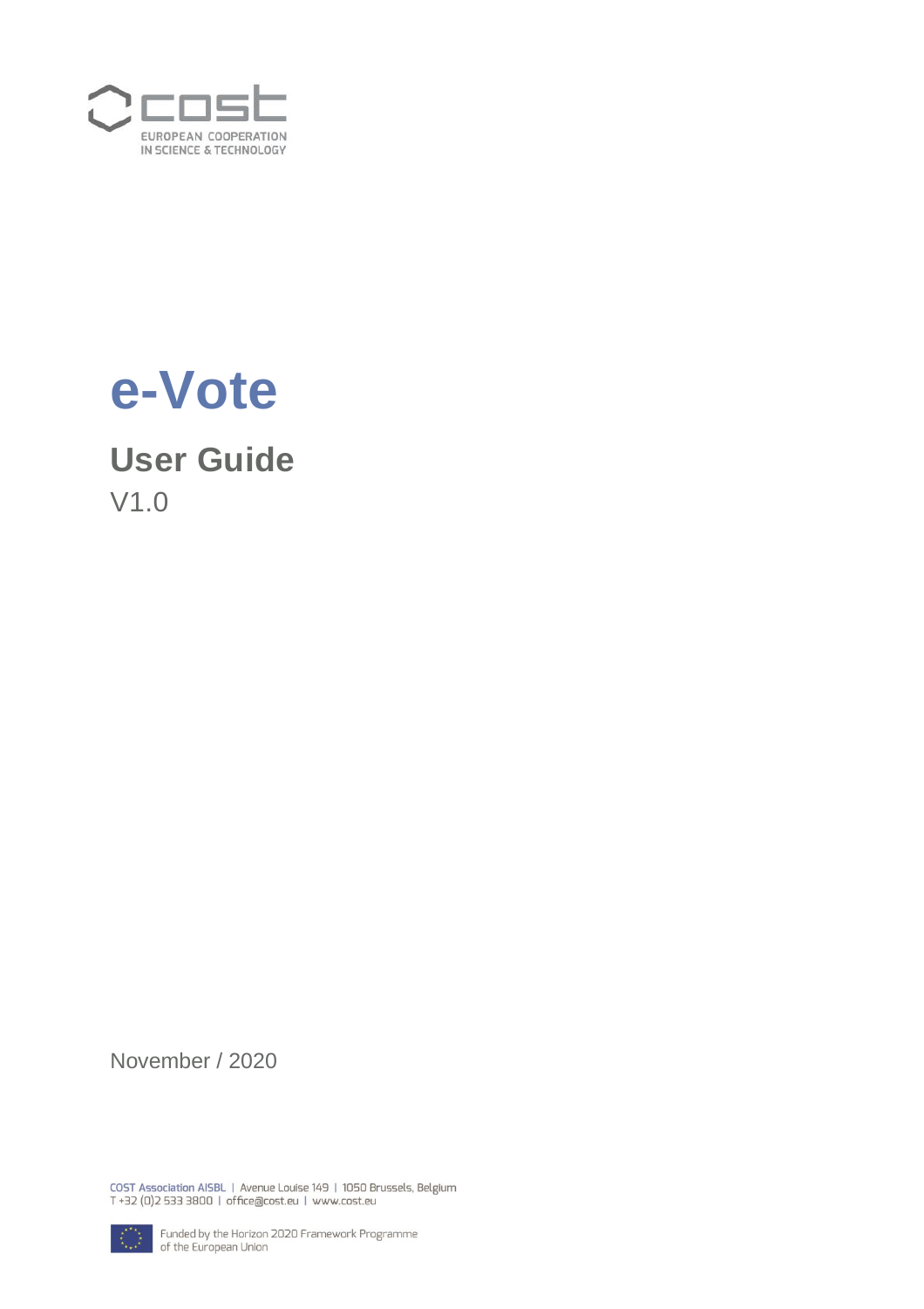cost

EUROPEAN COOPERATION
IN SCIENCE & TECHNOLOGY

# e-Vote

## User Guide

V1.0

November / 2020

COST Association AISBL | Avenue Louise 149 | 1050 Brussels, Belgium
T +32 (0)2 533 3800 | office@cost.eu | www.cost.eu

Funded by the Horizon 2020 Framework Programme
of the European Union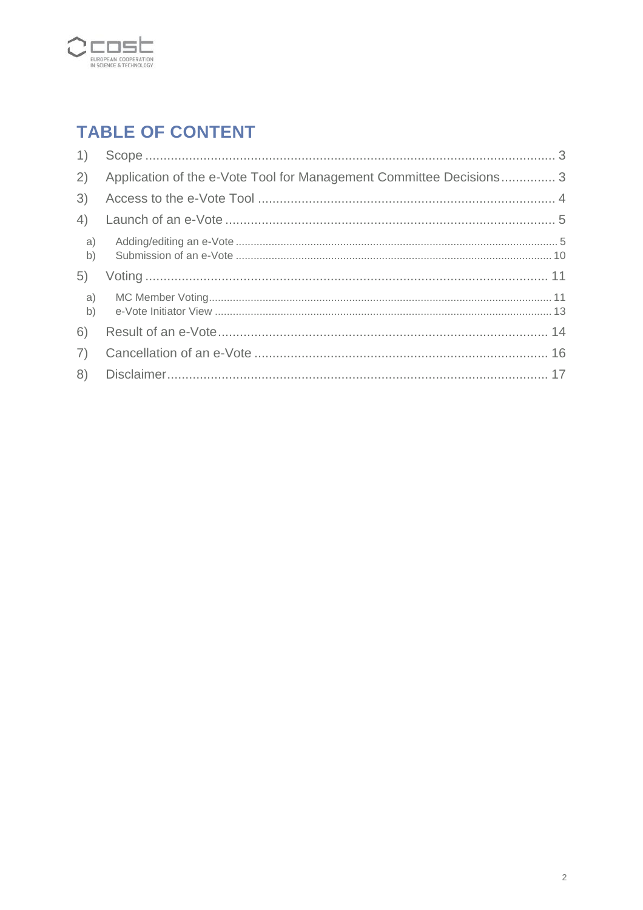## TABLE OF CONTENT

1) Scope ..................................................................................................... 3
2) Application of the e-Vote Tool for Management Committee Decisions ............... 3
3) Access to the e-Vote Tool ................................................................................ 4
4) Launch of an e-Vote ........................................................................................ 5
   a) Adding/editing an e-Vote ................................................................................ 5
   b) Submission of an e-Vote ................................................................................ 10
5) Voting ........................................................................................................... 11
   a) MC Member Voting ......................................................................................... 11
   b) e-Vote Initiator View ...................................................................................... 13
6) Result of an e-Vote ......................................................................................... 14
7) Cancellation of an e-Vote ............................................................................... 16
8) Disclaimer ....................................................................................................... 17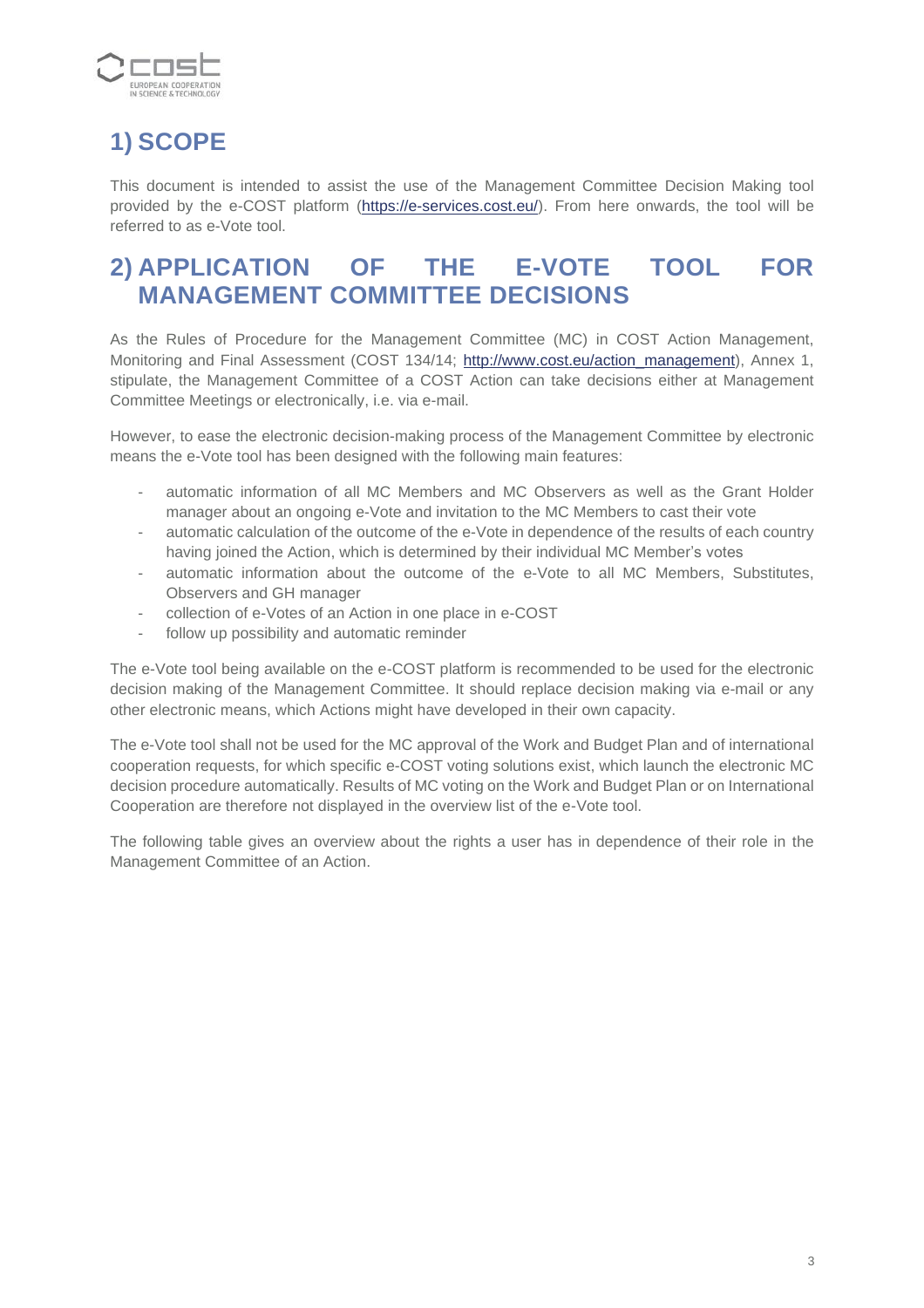# 1) SCOPE

This document is intended to assist the use of the Management Committee Decision Making tool provided by the e-COST platform (https://e-services.cost.eu/). From here onwards, the tool will be referred to as e-Vote tool.

# 2) APPLICATION OF THE E-VOTE TOOL FOR MANAGEMENT COMMITTEE DECISIONS

As the Rules of Procedure for the Management Committee (MC) in COST Action Management, Monitoring and Final Assessment (COST 134/14; http://www.cost.eu/action_management), Annex 1, stipulate, the Management Committee of a COST Action can take decisions either at Management Committee Meetings or electronically, i.e. via e-mail.

However, to ease the electronic decision-making process of the Management Committee by electronic means the e-Vote tool has been designed with the following main features:

- automatic information of all MC Members and MC Observers as well as the Grant Holder manager about an ongoing e-Vote and invitation to the MC Members to cast their vote
- automatic calculation of the outcome of the e-Vote in dependence of the results of each country having joined the Action, which is determined by their individual MC Member's votes
- automatic information about the outcome of the e-Vote to all MC Members, Substitutes, Observers and GH manager
- collection of e-Votes of an Action in one place in e-COST
- follow up possibility and automatic reminder

The e-Vote tool being available on the e-COST platform is recommended to be used for the electronic decision making of the Management Committee. It should replace decision making via e-mail or any other electronic means, which Actions might have developed in their own capacity.

The e-Vote tool shall not be used for the MC approval of the Work and Budget Plan and of international cooperation requests, for which specific e-COST voting solutions exist, which launch the electronic MC decision procedure automatically. Results of MC voting on the Work and Budget Plan or on International Cooperation are therefore not displayed in the overview list of the e-Vote tool.

The following table gives an overview about the rights a user has in dependence of their role in the Management Committee of an Action.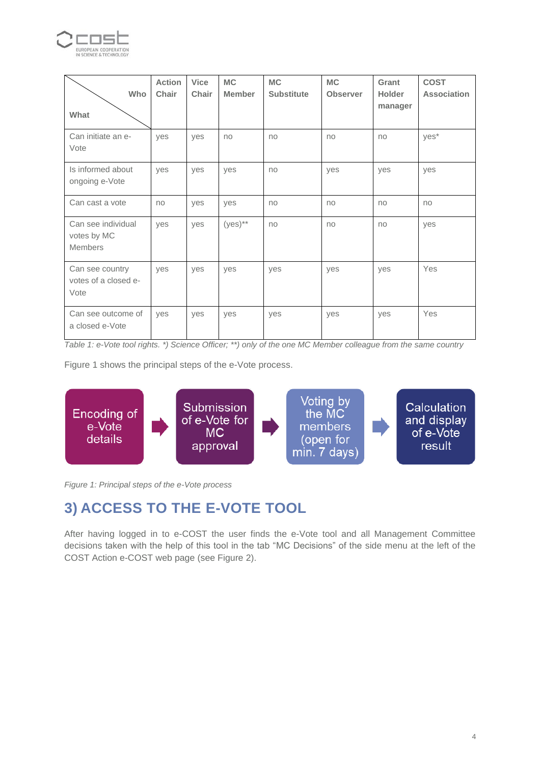| Who / What | Action Chair | Vice Chair | MC Member | MC Substitute | MC Observer | Grant Holder manager | COST Association |
|---|---|---|---|---|---|---|---|
| Can initiate an e-Vote | yes | yes | no | no | no | no | yes* |
| Is informed about ongoing e-Vote | yes | yes | yes | no | yes | yes | yes |
| Can cast a vote | no | yes | yes | no | no | no | no |
| Can see individual votes by MC Members | yes | yes | (yes)** | no | no | no | yes |
| Can see country votes of a closed e-Vote | yes | yes | yes | yes | yes | yes | Yes |
| Can see outcome of a closed e-Vote | yes | yes | yes | yes | yes | yes | Yes |

*Table 1: e-Vote tool rights. *) Science Officer; **) only of the one MC Member colleague from the same country*

Figure 1 shows the principal steps of the e-Vote process.

Encoding of e-Vote details → Submission of e-Vote for MC approval → Voting by the MC members (open for min. 7 days) → Calculation and display of e-Vote result

*Figure 1: Principal steps of the e-Vote process*

## 3) ACCESS TO THE E-VOTE TOOL

After having logged in to e-COST the user finds the e-Vote tool and all Management Committee decisions taken with the help of this tool in the tab “MC Decisions” of the side menu at the left of the COST Action e-COST web page (see Figure 2).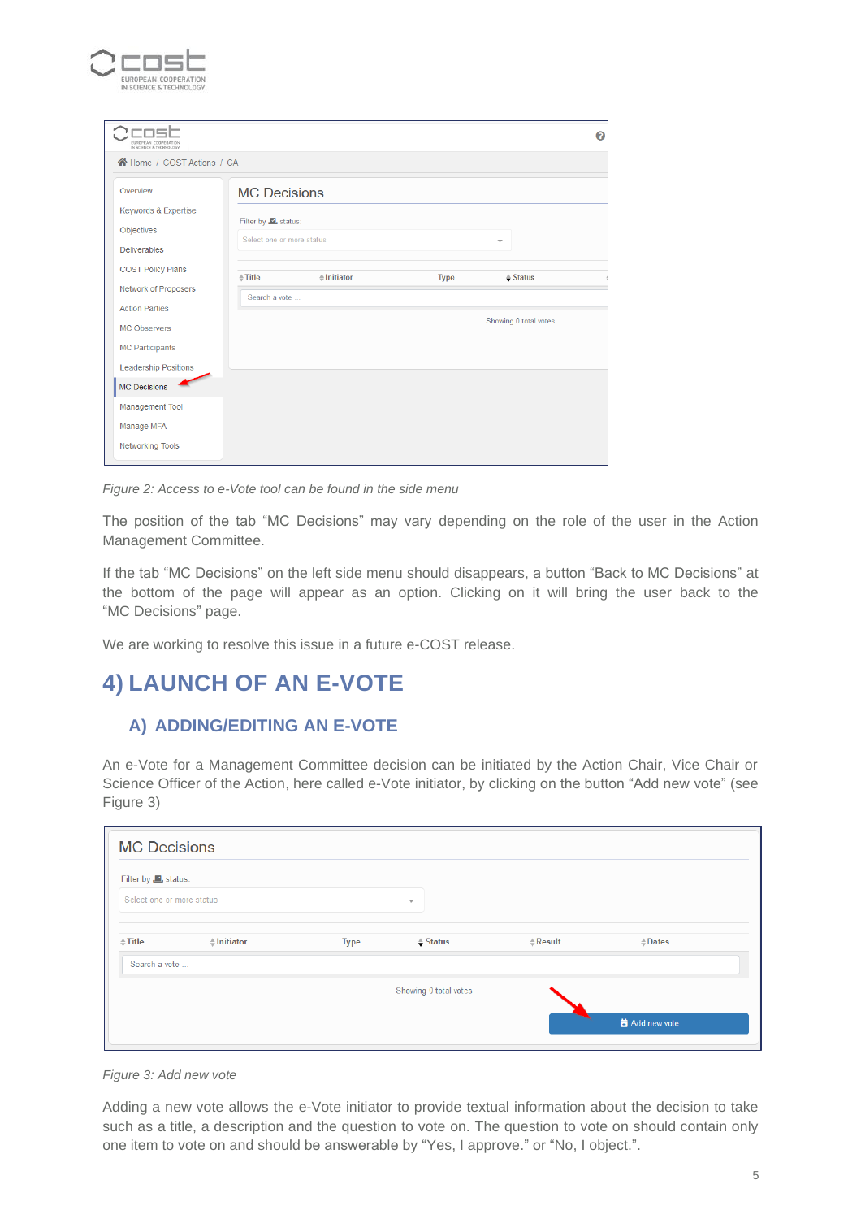*Figure 2: Access to e-Vote tool can be found in the side menu*

The position of the tab “MC Decisions” may vary depending on the role of the user in the Action Management Committee.

If the tab “MC Decisions” on the left side menu should disappears, a button “Back to MC Decisions” at the bottom of the page will appear as an option. Clicking on it will bring the user back to the “MC Decisions” page.

We are working to resolve this issue in a future e-COST release.

# 4) LAUNCH OF AN E-VOTE

## A) ADDING/EDITING AN E-VOTE

An e-Vote for a Management Committee decision can be initiated by the Action Chair, Vice Chair or Science Officer of the Action, here called e-Vote initiator, by clicking on the button “Add new vote” (see Figure 3)

*Figure 3: Add new vote*

Adding a new vote allows the e-Vote initiator to provide textual information about the decision to take such as a title, a description and the question to vote on. The question to vote on should contain only one item to vote on and should be answerable by “Yes, I approve.” or “No, I object.”.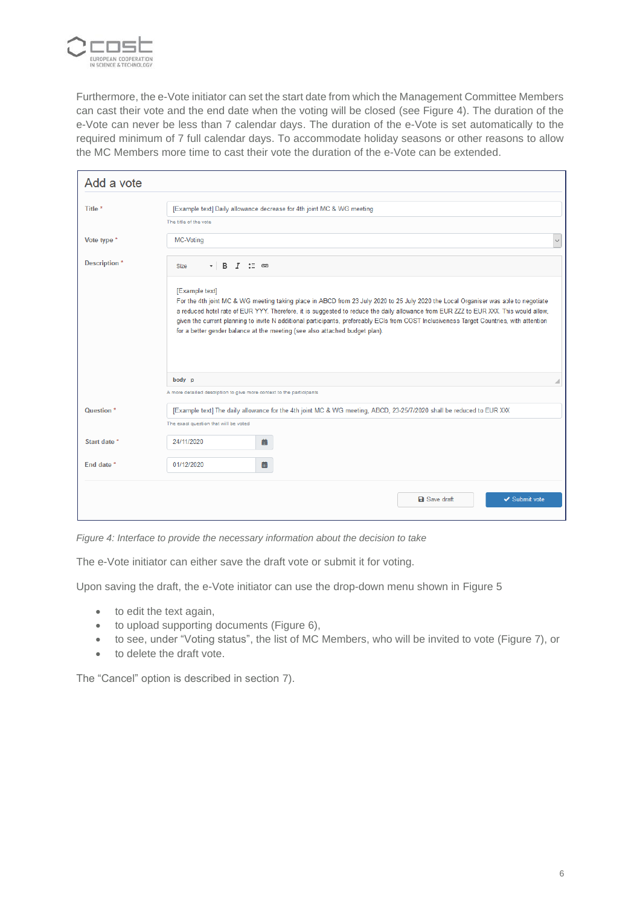Furthermore, the e-Vote initiator can set the start date from which the Management Committee Members can cast their vote and the end date when the voting will be closed (see Figure 4). The duration of the e-Vote can never be less than 7 calendar days. The duration of the e-Vote is set automatically to the required minimum of 7 full calendar days. To accommodate holiday seasons or other reasons to allow the MC Members more time to cast their vote the duration of the e-Vote can be extended.

*Figure 4: Interface to provide the necessary information about the decision to take*

The e-Vote initiator can either save the draft vote or submit it for voting.

Upon saving the draft, the e-Vote initiator can use the drop-down menu shown in Figure 5

- to edit the text again,
- to upload supporting documents (Figure 6),
- to see, under “Voting status”, the list of MC Members, who will be invited to vote (Figure 7), or
- to delete the draft vote.

The “Cancel” option is described in section 7).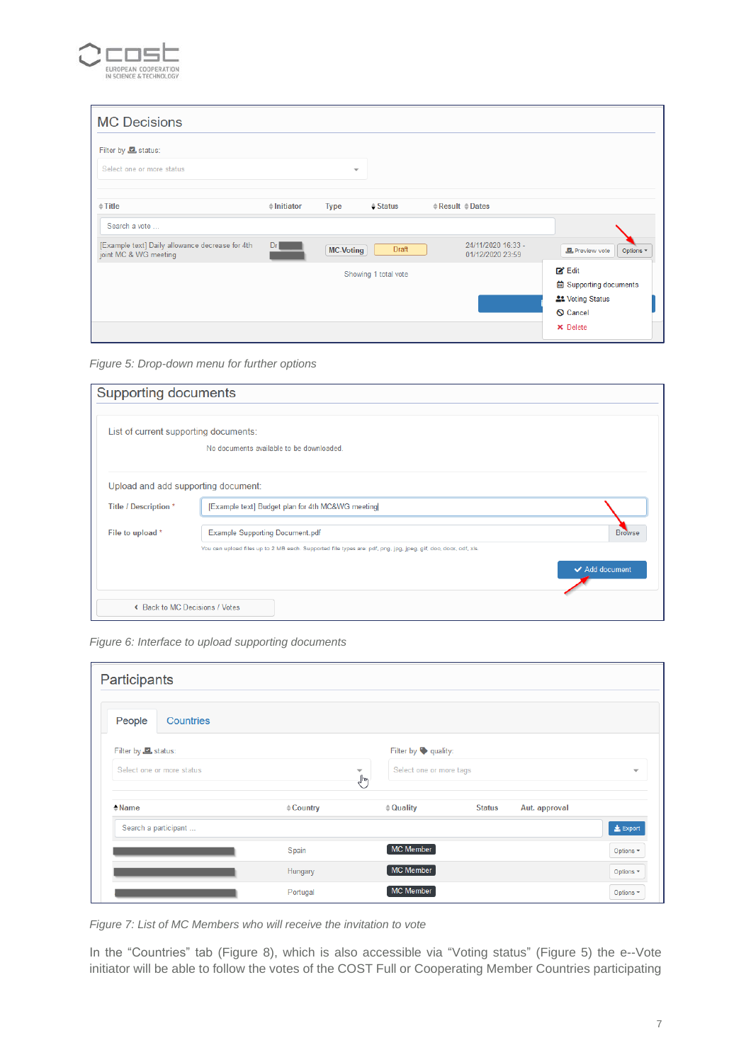Figure 5: Drop-down menu for further options

Figure 6: Interface to upload supporting documents

Figure 7: List of MC Members who will receive the invitation to vote

In the “Countries” tab (Figure 8), which is also accessible via “Voting status” (Figure 5) the e--Vote initiator will be able to follow the votes of the COST Full or Cooperating Member Countries participating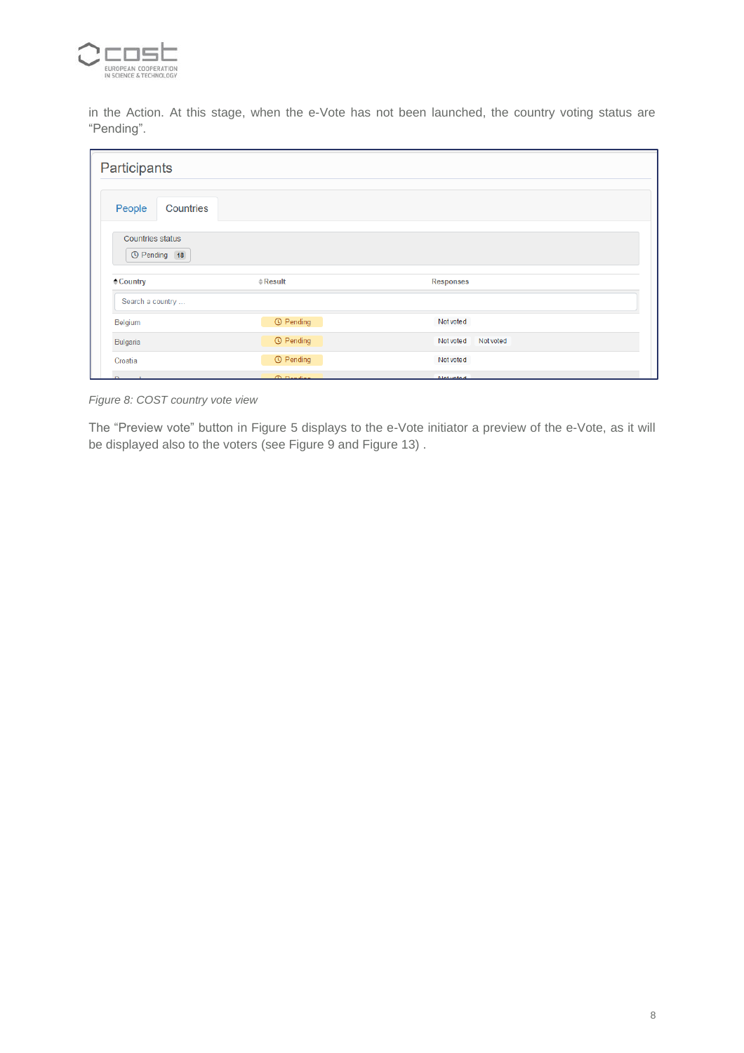in the Action. At this stage, when the e-Vote has not been launched, the country voting status are "Pending".

*Figure 8: COST country vote view*

The "Preview vote" button in Figure 5 displays to the e-Vote initiator a preview of the e-Vote, as it will be displayed also to the voters (see Figure 9 and Figure 13) .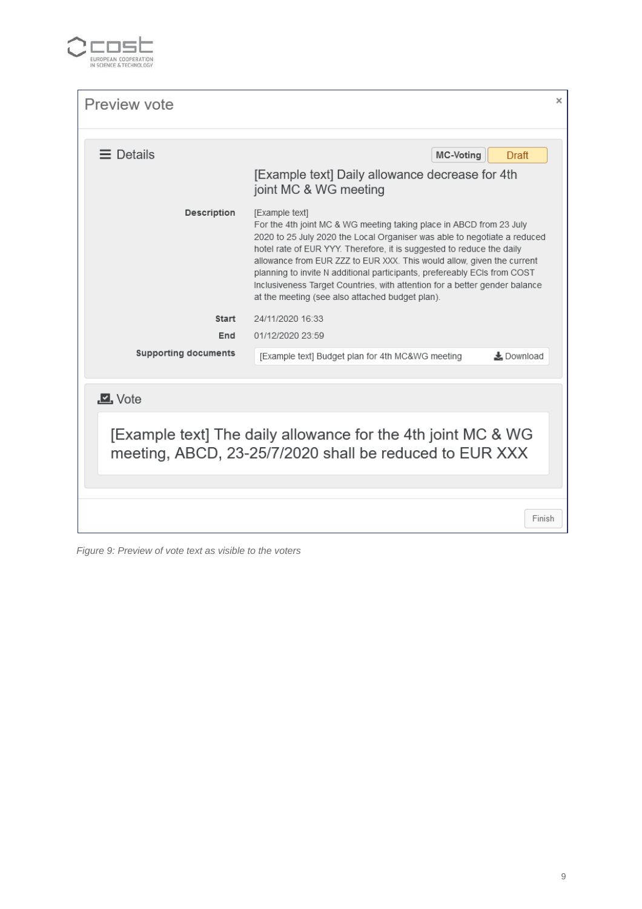Preview vote

×

≡ Details

MC-Voting | Draft

[Example text] Daily allowance decrease for 4th joint MC & WG meeting

**Description**

[Example text]
For the 4th joint MC & WG meeting taking place in ABCD from 23 July 2020 to 25 July 2020 the Local Organiser was able to negotiate a reduced hotel rate of EUR YYY. Therefore, it is suggested to reduce the daily allowance from EUR ZZZ to EUR XXX. This would allow, given the current planning to invite N additional participants, prefereably ECIs from COST Inclusiveness Target Countries, with attention for a better gender balance at the meeting (see also attached budget plan).

**Start** 24/11/2020 16:33

**End** 01/12/2020 23:59

**Supporting documents** [Example text] Budget plan for 4th MC&WG meeting — Download

Vote

[Example text] The daily allowance for the 4th joint MC & WG meeting, ABCD, 23-25/7/2020 shall be reduced to EUR XXX

Finish

*Figure 9: Preview of vote text as visible to the voters*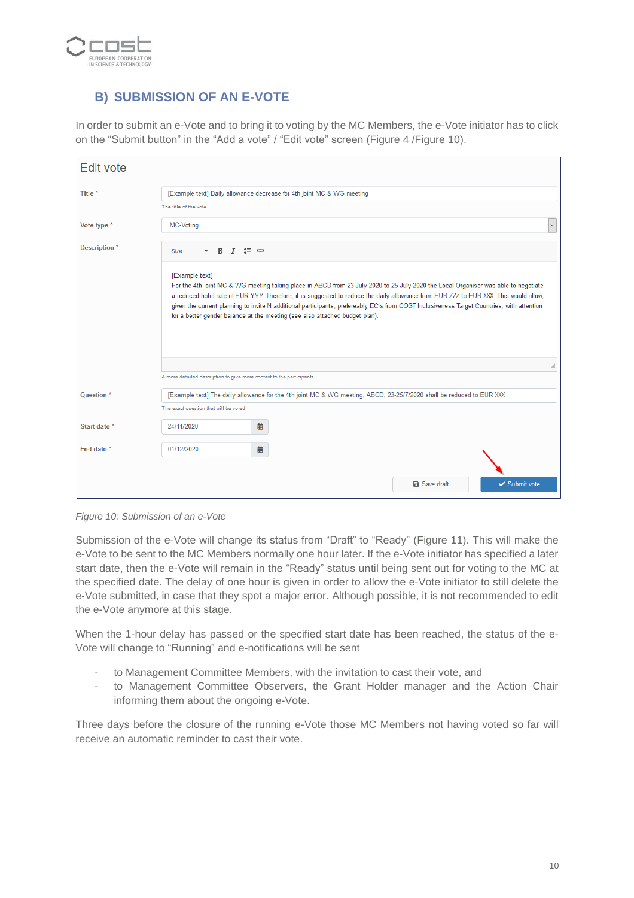## B) SUBMISSION OF AN E-VOTE

In order to submit an e-Vote and to bring it to voting by the MC Members, the e-Vote initiator has to click on the “Submit button” in the “Add a vote” / “Edit vote” screen (Figure 4 /Figure 10).

Figure 10: Submission of an e-Vote

Submission of the e-Vote will change its status from “Draft” to “Ready” (Figure 11). This will make the e-Vote to be sent to the MC Members normally one hour later. If the e-Vote initiator has specified a later start date, then the e-Vote will remain in the “Ready” status until being sent out for voting to the MC at the specified date. The delay of one hour is given in order to allow the e-Vote initiator to still delete the e-Vote submitted, in case that they spot a major error. Although possible, it is not recommended to edit the e-Vote anymore at this stage.

When the 1-hour delay has passed or the specified start date has been reached, the status of the e-Vote will change to “Running” and e-notifications will be sent

- to Management Committee Members, with the invitation to cast their vote, and
- to Management Committee Observers, the Grant Holder manager and the Action Chair informing them about the ongoing e-Vote.

Three days before the closure of the running e-Vote those MC Members not having voted so far will receive an automatic reminder to cast their vote.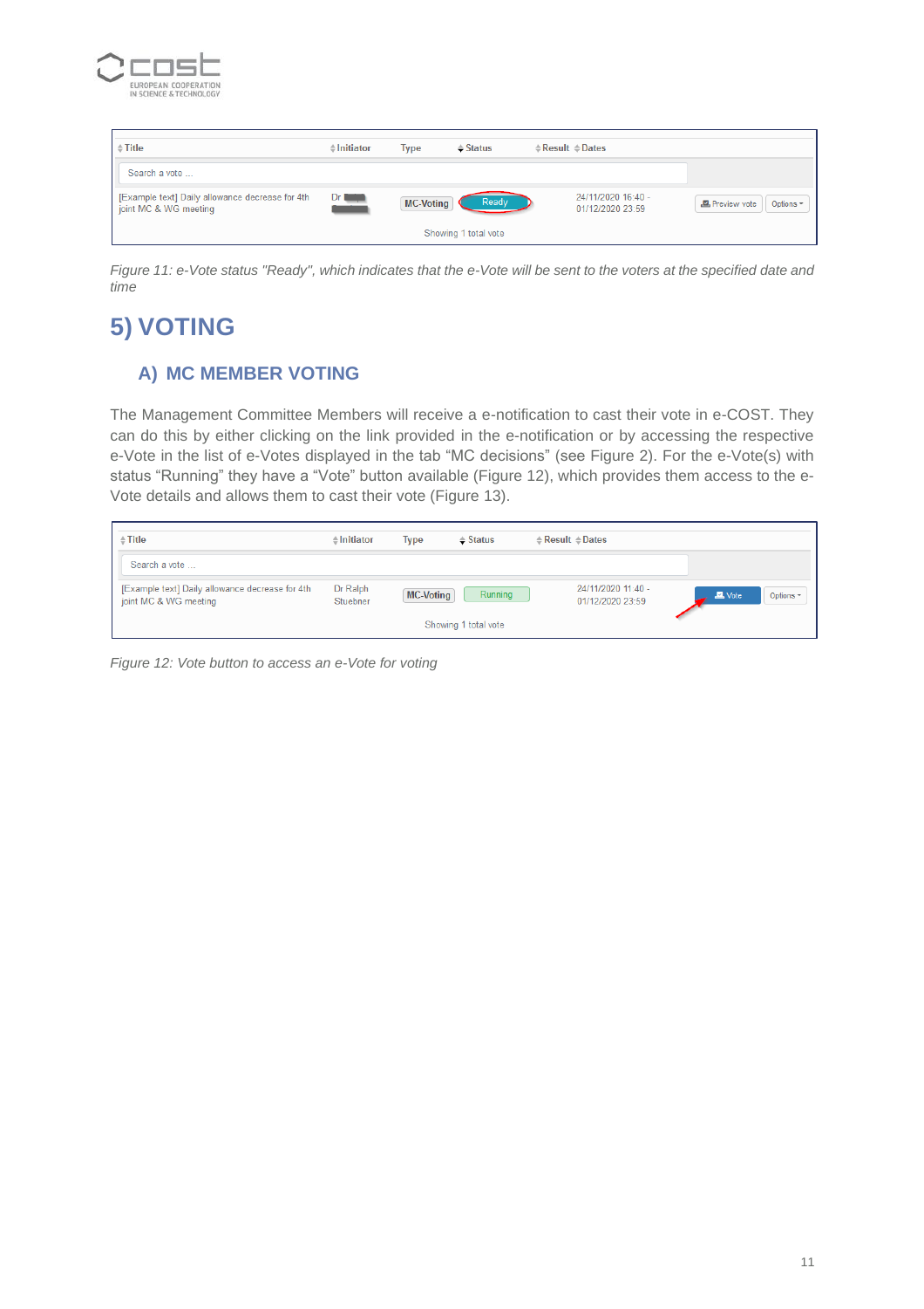| Title | Initiator | Type | Status | Result | Dates | |
|---|---|---|---|---|---|---|
| Search a vote ... | | | | | | |
| [Example text] Daily allowance decrease for 4th joint MC & WG meeting | Dr | MC-Voting | Ready | | 24/11/2020 16:40 - 01/12/2020 23:59 | Preview vote / Options |
| Showing 1 total vote | | | | | | |

*Figure 11: e-Vote status "Ready", which indicates that the e-Vote will be sent to the voters at the specified date and time*

# 5) VOTING

## A) MC MEMBER VOTING

The Management Committee Members will receive a e-notification to cast their vote in e-COST. They can do this by either clicking on the link provided in the e-notification or by accessing the respective e-Vote in the list of e-Votes displayed in the tab "MC decisions" (see Figure 2). For the e-Vote(s) with status "Running" they have a "Vote" button available (Figure 12), which provides them access to the e-Vote details and allows them to cast their vote (Figure 13).

| Title | Initiator | Type | Status | Result | Dates | |
|---|---|---|---|---|---|---|
| Search a vote ... | | | | | | |
| [Example text] Daily allowance decrease for 4th joint MC & WG meeting | Dr Ralph Stuebner | MC-Voting | Running | | 24/11/2020 11:40 - 01/12/2020 23:59 | Vote / Options |
| Showing 1 total vote | | | | | | |

*Figure 12: Vote button to access an e-Vote for voting*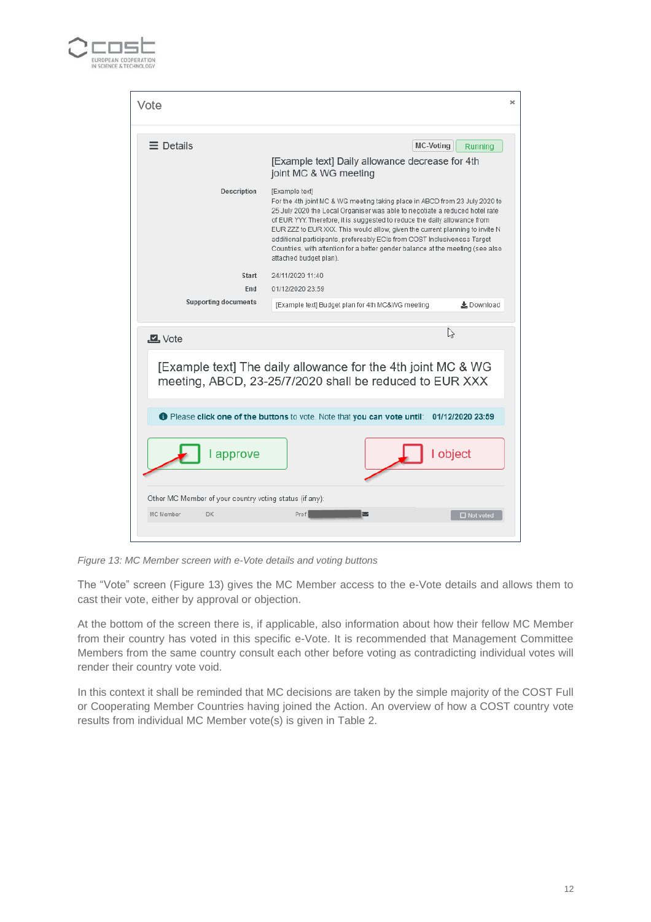Vote

×

☰ Details

MC-Voting Running

[Example text] Daily allowance decrease for 4th joint MC & WG meeting

**Description**
[Example text]
For the 4th joint MC & WG meeting taking place in ABCD from 23 July 2020 to 25 July 2020 the Local Organiser was able to negotiate a reduced hotel rate of EUR YYY. Therefore, it is suggested to reduce the daily allowance from EUR ZZZ to EUR XXX. This would allow, given the current planning to invite N additional participants, preferably ECIs from COST Inclusiveness Target Countries, with attention for a better gender balance at the meeting (see also attached budget plan).

**Start** 24/11/2020 11:40

**End** 01/12/2020 23:59

**Supporting documents** [Example text] Budget plan for 4th MC&WG meeting — Download

Vote

[Example text] The daily allowance for the 4th joint MC & WG meeting, ABCD, 23-25/7/2020 shall be reduced to EUR XXX

Please **click one of the buttons** to vote. Note that **you can vote until**: **01/12/2020 23:59**

I approve | I object

Other MC Member of your country voting status (if any):

MC Member DK Prof ■■■■■■ Not voted

*Figure 13: MC Member screen with e-Vote details and voting buttons*

The “Vote” screen (Figure 13) gives the MC Member access to the e-Vote details and allows them to cast their vote, either by approval or objection.

At the bottom of the screen there is, if applicable, also information about how their fellow MC Member from their country has voted in this specific e-Vote. It is recommended that Management Committee Members from the same country consult each other before voting as contradicting individual votes will render their country vote void.

In this context it shall be reminded that MC decisions are taken by the simple majority of the COST Full or Cooperating Member Countries having joined the Action. An overview of how a COST country vote results from individual MC Member vote(s) is given in Table 2.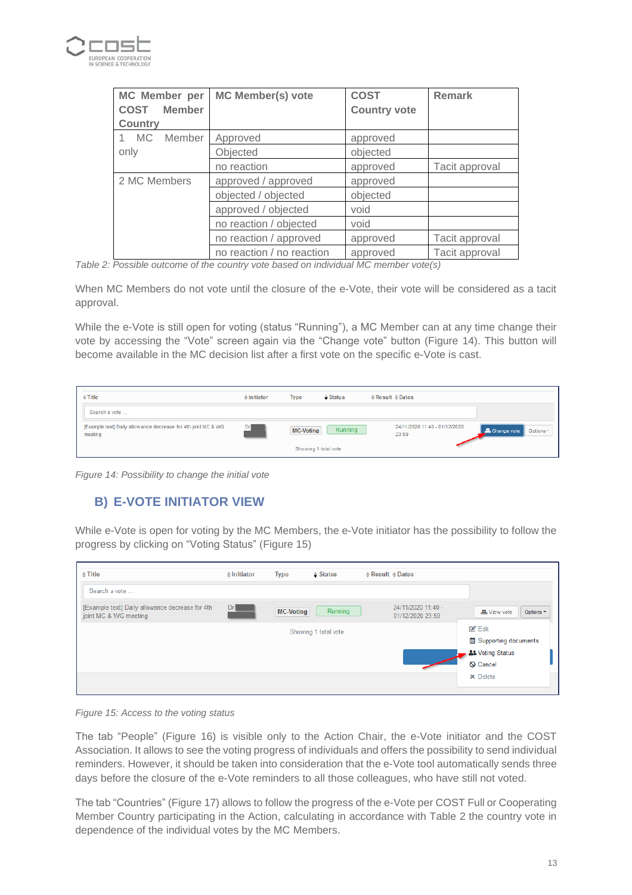| MC Member per COST Member Country | MC Member(s) vote | COST Country vote | Remark |
|---|---|---|---|
| 1 MC Member only | Approved | approved | |
| | Objected | objected | |
| | no reaction | approved | Tacit approval |
| 2 MC Members | approved / approved | approved | |
| | objected / objected | objected | |
| | approved / objected | void | |
| | no reaction / objected | void | |
| | no reaction / approved | approved | Tacit approval |
| | no reaction / no reaction | approved | Tacit approval |

*Table 2: Possible outcome of the country vote based on individual MC member vote(s)*

When MC Members do not vote until the closure of the e-Vote, their vote will be considered as a tacit approval.

While the e-Vote is still open for voting (status "Running"), a MC Member can at any time change their vote by accessing the "Vote" screen again via the "Change vote" button (Figure 14). This button will become available in the MC decision list after a first vote on the specific e-Vote is cast.

*Figure 14: Possibility to change the initial vote*

## B) E-VOTE INITIATOR VIEW

While e-Vote is open for voting by the MC Members, the e-Vote initiator has the possibility to follow the progress by clicking on "Voting Status" (Figure 15)

*Figure 15: Access to the voting status*

The tab "People" (Figure 16) is visible only to the Action Chair, the e-Vote initiator and the COST Association. It allows to see the voting progress of individuals and offers the possibility to send individual reminders. However, it should be taken into consideration that the e-Vote tool automatically sends three days before the closure of the e-Vote reminders to all those colleagues, who have still not voted.

The tab "Countries" (Figure 17) allows to follow the progress of the e-Vote per COST Full or Cooperating Member Country participating in the Action, calculating in accordance with Table 2 the country vote in dependence of the individual votes by the MC Members.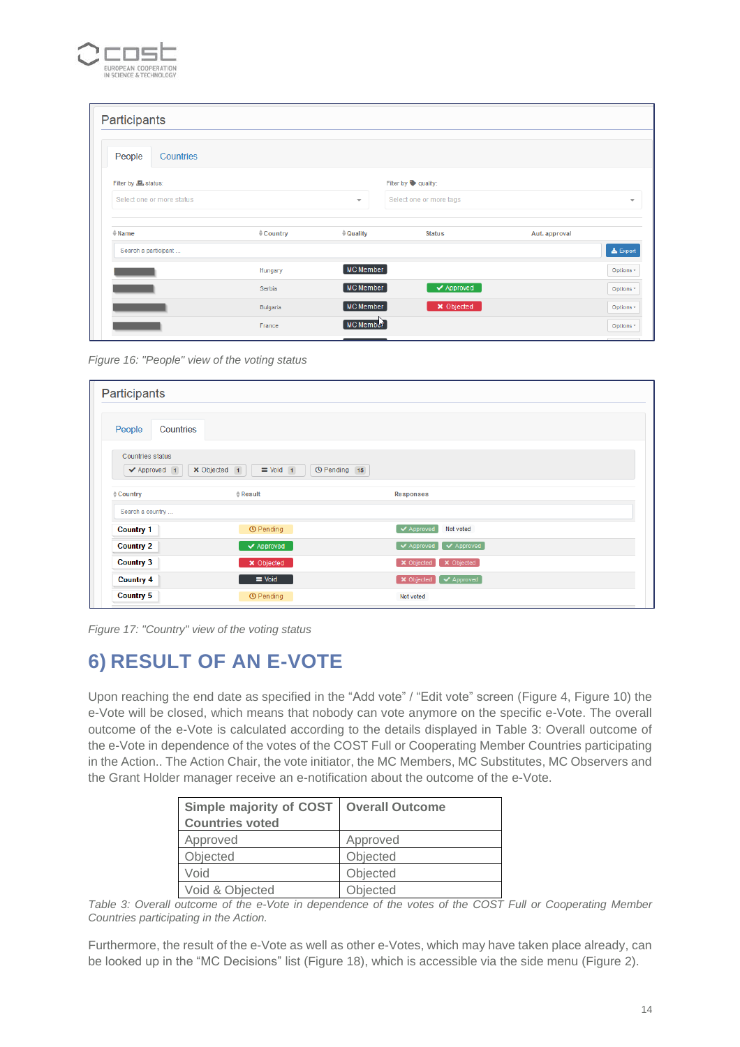Figure 16: "People" view of the voting status

Figure 17: "Country" view of the voting status

## 6) RESULT OF AN E-VOTE

Upon reaching the end date as specified in the "Add vote" / "Edit vote" screen (Figure 4, Figure 10) the e-Vote will be closed, which means that nobody can vote anymore on the specific e-Vote. The overall outcome of the e-Vote is calculated according to the details displayed in Table 3: Overall outcome of the e-Vote in dependence of the votes of the COST Full or Cooperating Member Countries participating in the Action.. The Action Chair, the vote initiator, the MC Members, MC Substitutes, MC Observers and the Grant Holder manager receive an e-notification about the outcome of the e-Vote.

| Simple majority of COST Countries voted | Overall Outcome |
|---|---|
| Approved | Approved |
| Objected | Objected |
| Void | Objected |
| Void & Objected | Objected |

*Table 3: Overall outcome of the e-Vote in dependence of the votes of the COST Full or Cooperating Member Countries participating in the Action.*

Furthermore, the result of the e-Vote as well as other e-Votes, which may have taken place already, can be looked up in the "MC Decisions" list (Figure 18), which is accessible via the side menu (Figure 2).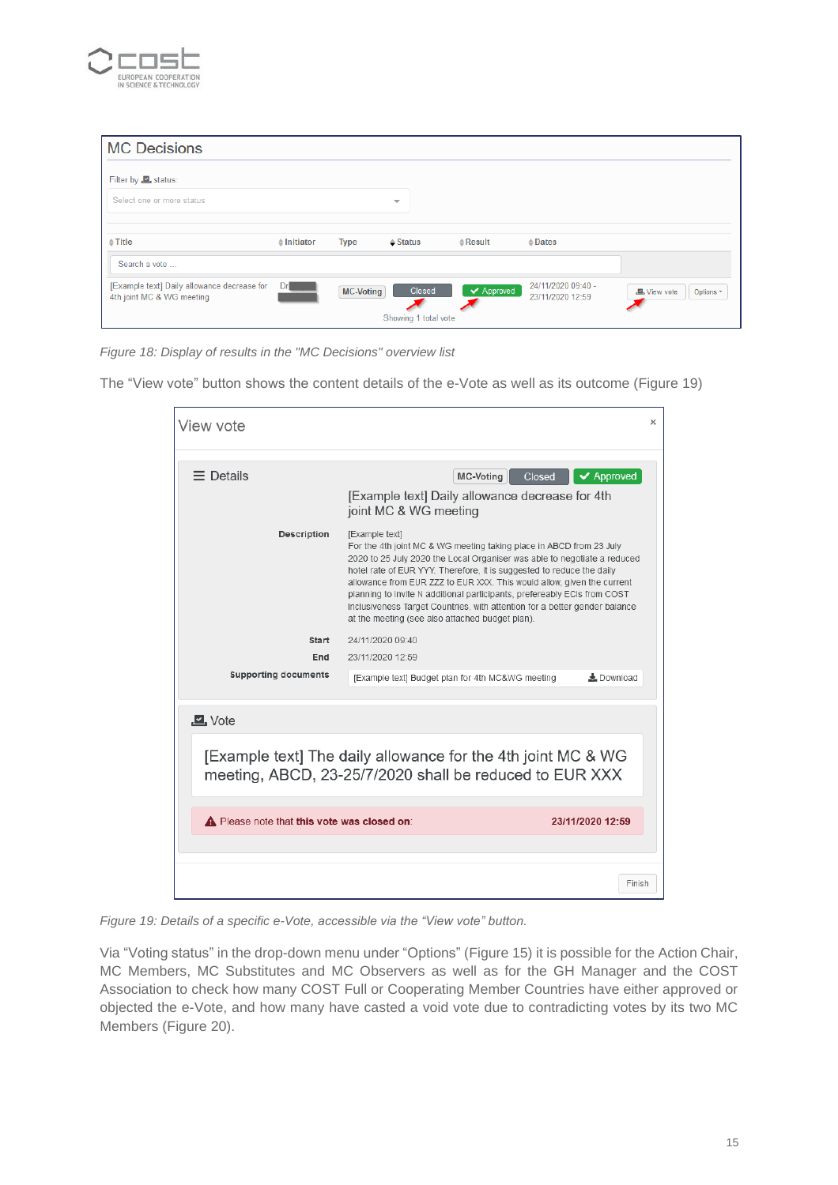*Figure 18: Display of results in the "MC Decisions" overview list*

The “View vote” button shows the content details of the e-Vote as well as its outcome (Figure 19)

*Figure 19: Details of a specific e-Vote, accessible via the “View vote” button.*

Via “Voting status” in the drop-down menu under “Options” (Figure 15) it is possible for the Action Chair, MC Members, MC Substitutes and MC Observers as well as for the GH Manager and the COST Association to check how many COST Full or Cooperating Member Countries have either approved or objected the e-Vote, and how many have casted a void vote due to contradicting votes by its two MC Members (Figure 20).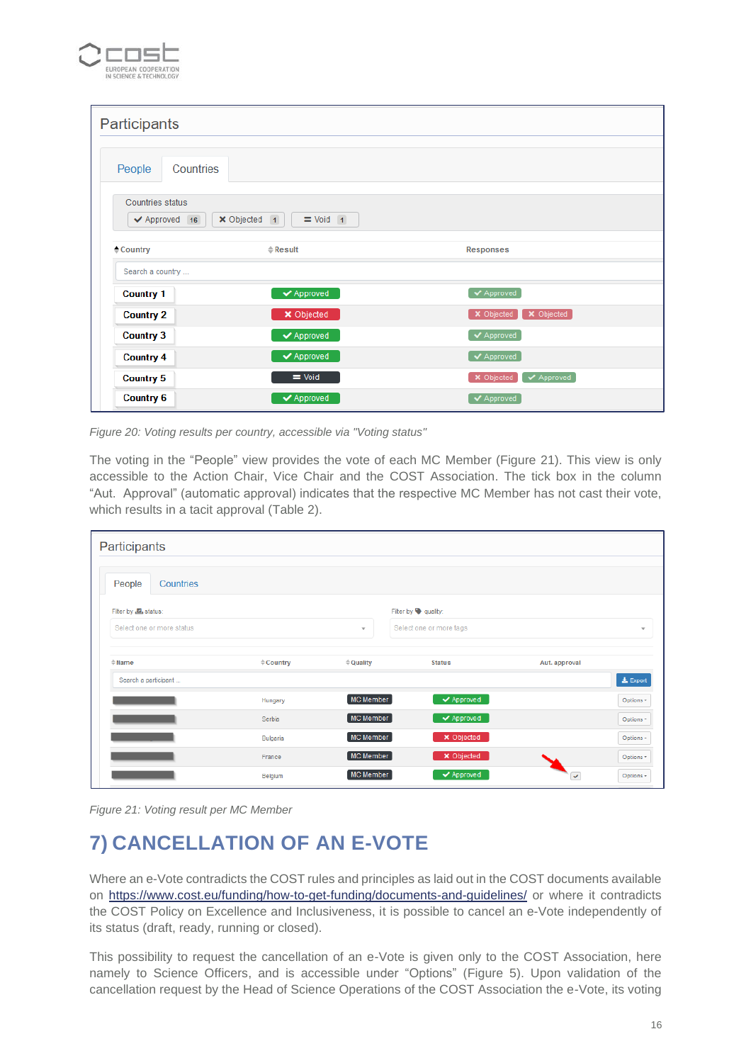Figure 20: Voting results per country, accessible via "Voting status"

The voting in the “People” view provides the vote of each MC Member (Figure 21). This view is only accessible to the Action Chair, Vice Chair and the COST Association. The tick box in the column “Aut. Approval” (automatic approval) indicates that the respective MC Member has not cast their vote, which results in a tacit approval (Table 2).

Figure 21: Voting result per MC Member

# 7) CANCELLATION OF AN E-VOTE

Where an e-Vote contradicts the COST rules and principles as laid out in the COST documents available on https://www.cost.eu/funding/how-to-get-funding/documents-and-guidelines/ or where it contradicts the COST Policy on Excellence and Inclusiveness, it is possible to cancel an e-Vote independently of its status (draft, ready, running or closed).

This possibility to request the cancellation of an e-Vote is given only to the COST Association, here namely to Science Officers, and is accessible under “Options” (Figure 5). Upon validation of the cancellation request by the Head of Science Operations of the COST Association the e-Vote, its voting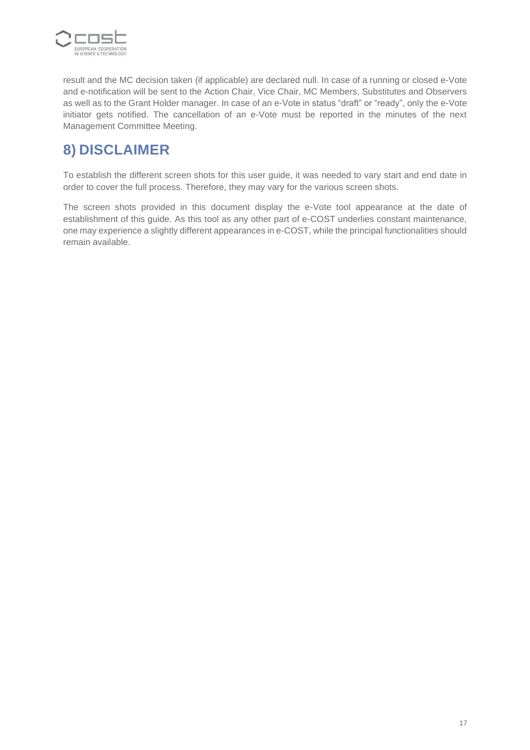result and the MC decision taken (if applicable) are declared null. In case of a running or closed e-Vote and e-notification will be sent to the Action Chair, Vice Chair, MC Members, Substitutes and Observers as well as to the Grant Holder manager. In case of an e-Vote in status "draft" or "ready", only the e-Vote initiator gets notified. The cancellation of an e-Vote must be reported in the minutes of the next Management Committee Meeting.

## 8) DISCLAIMER

To establish the different screen shots for this user guide, it was needed to vary start and end date in order to cover the full process. Therefore, they may vary for the various screen shots.

The screen shots provided in this document display the e-Vote tool appearance at the date of establishment of this guide. As this tool as any other part of e-COST underlies constant maintenance, one may experience a slightly different appearances in e-COST, while the principal functionalities should remain available.